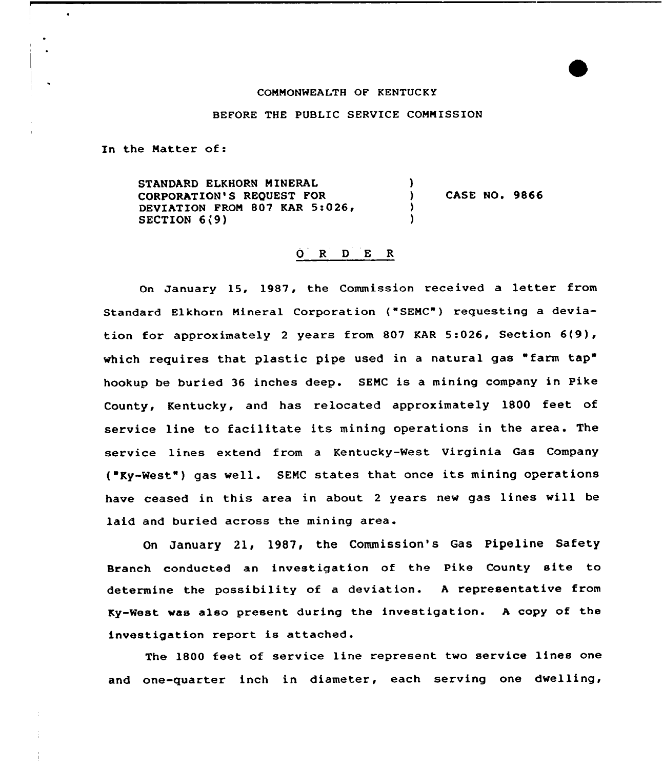COMMONWEALTH OF KENTUCKY

BEFORE THE PUBLIC SERVICE COMMISSION

In the Matter of:

| | | |
|---|---|---|
| STANDARD ELKHORN MINERAL CORPORATION'S REQUEST FOR DEVIATION FROM 807 KAR 5:026, SECTION 6(9) | ) ) ) ) | CASE NO. 9866 |

## O R D E R

On January 15, 1987, the Commission received a letter from Standard Elkhorn Mineral Corporation ("SEMC") requesting a deviation for approximately 2 years from 807 KAR 5:026, Section 6(9), which requires that plastic pipe used in a natural gas "farm tap" hookup be buried 36 inches deep. SEMC is a mining company in Pike County, Kentucky, and has relocated approximately 1800 feet of service line to facilitate its mining operations in the area. The service lines extend from a Kentucky-West Virginia Gas Company ("Ky-West") gas well. SEMC states that once its mining operations have ceased in this area in about 2 years new gas lines will be laid and buried across the mining area.

On January 21, 1987, the Commission's Gas Pipeline Safety Branch conducted an investigation of the Pike County site to determine the possibility of a deviation. A representative from Ky-West was also present during the investigation. A copy of the investigation report is attached.

The 1800 feet of service line represent two service lines one and one-quarter inch in diameter, each serving one dwelling,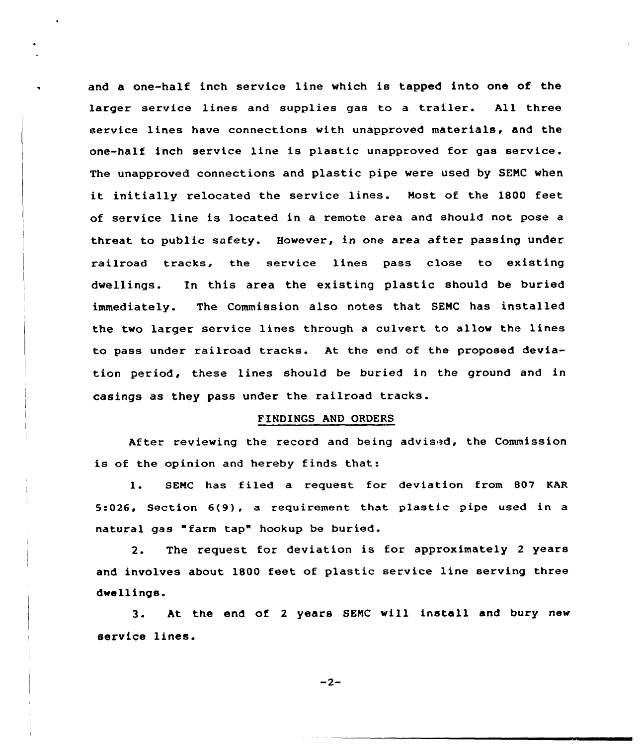and a one-half inch service line which is tapped into one of the larger service lines and supplies gas to a trailer. All three service lines have connections with unapproved materials, and the one-half inch service line is plastic unapproved for gas service. The unapproved connections and plastic pipe were used by SEMC when it initially relocated the service lines. Most of the 1800 feet of service line is located in a remote area and should not pose a threat to public safety. However, in one area after passing under railroad tracks, the service lines pass close to existing dwellings. In this area the existing plastic should be buried immediately. The Commission also notes that SEMC has installed the two larger service lines through a culvert to allow the lines to pass under railroad tracks. At the end of the proposed deviation period, these lines should be buried in the ground and in casings as they pass under the railroad tracks.

## FINDINGS AND ORDERS

After reviewing the record and being advised, the Commission is of the opinion and hereby finds that:

1. SEMC has filed a request for deviation from 807 KAR 5:026, Section 6(9), a requirement that plastic pipe used in a natural gas "farm tap" hookup be buried.

2. The request for deviation is for approximately 2 years and involves about 1800 feet of plastic service line serving three dwellings.

3. At the end of 2 years SEMC will install and bury new service lines.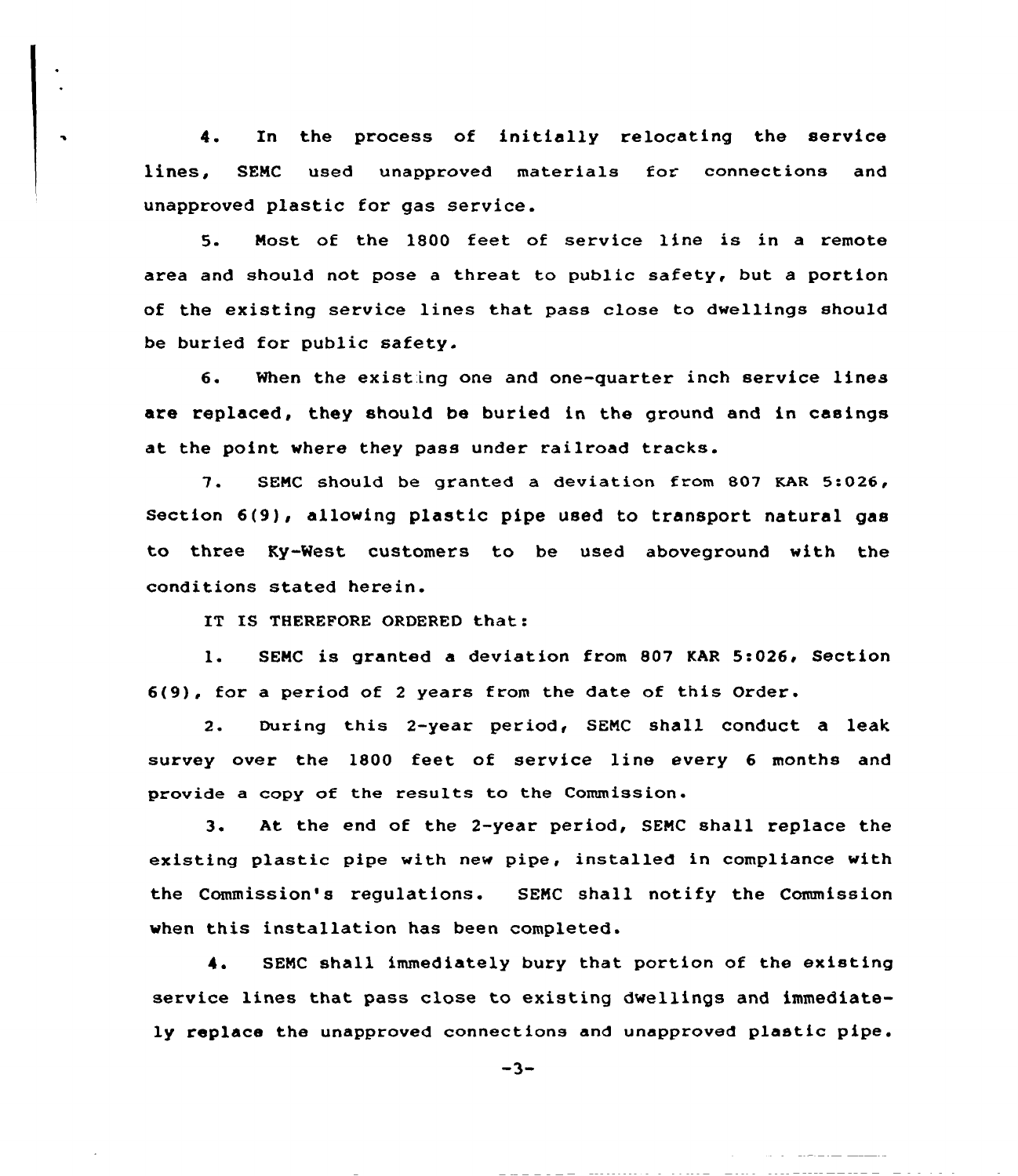4. In the process of initially relocating the service lines, SEMC used unapproved materials for connections and unapproved plastic for gas service.

5. Most of the 1800 feet of service line is in a remote area and should not pose a threat to public safety, but a portion of the existing service lines that pass close to dwellings should be buried for public safety.

6. When the existing one and one-quarter inch service lines are replaced, they should be buried in the ground and in casings at the point where they pass under railroad tracks.

7. SEMC should be granted a deviation from 807 KAR 5:026, Section 6(9), allowing plastic pipe used to transport natural gas to three Ky-West customers to be used aboveground with the conditions stated herein.

IT IS THEREFORE ORDERED that:

1. SEMC is granted a deviation from 807 KAR 5:026, Section 6(9), for a period of 2 years from the date of this Order.

2. During this 2-year period, SEMC shall conduct a leak survey over the 1800 feet of service line every 6 months and provide a copy of the results to the Commission.

3. At the end of the 2-year period, SEMC shall replace the existing plastic pipe with new pipe, installed in compliance with the Commission's regulations. SEMC shall notify the Commission when this installation has been completed.

4. SEMC shall immediately bury that portion of the existing service lines that pass close to existing dwellings and immediately replace the unapproved connections and unapproved plastic pipe.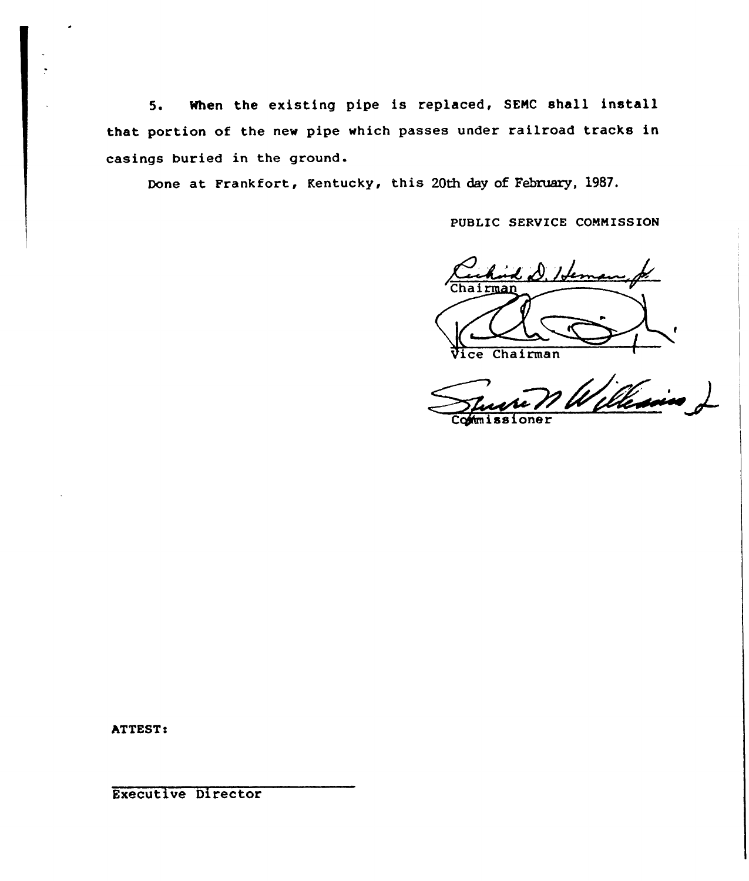5. When the existing pipe is replaced, SEMC shall install that portion of the new pipe which passes under railroad tracks in casings buried in the ground.

Done at Frankfort, Kentucky, this 20th day of February, 1987.

PUBLIC SERVICE COMMISSION

Chairman

Vice Chairman

Commissioner

ATTEST:

Executive Director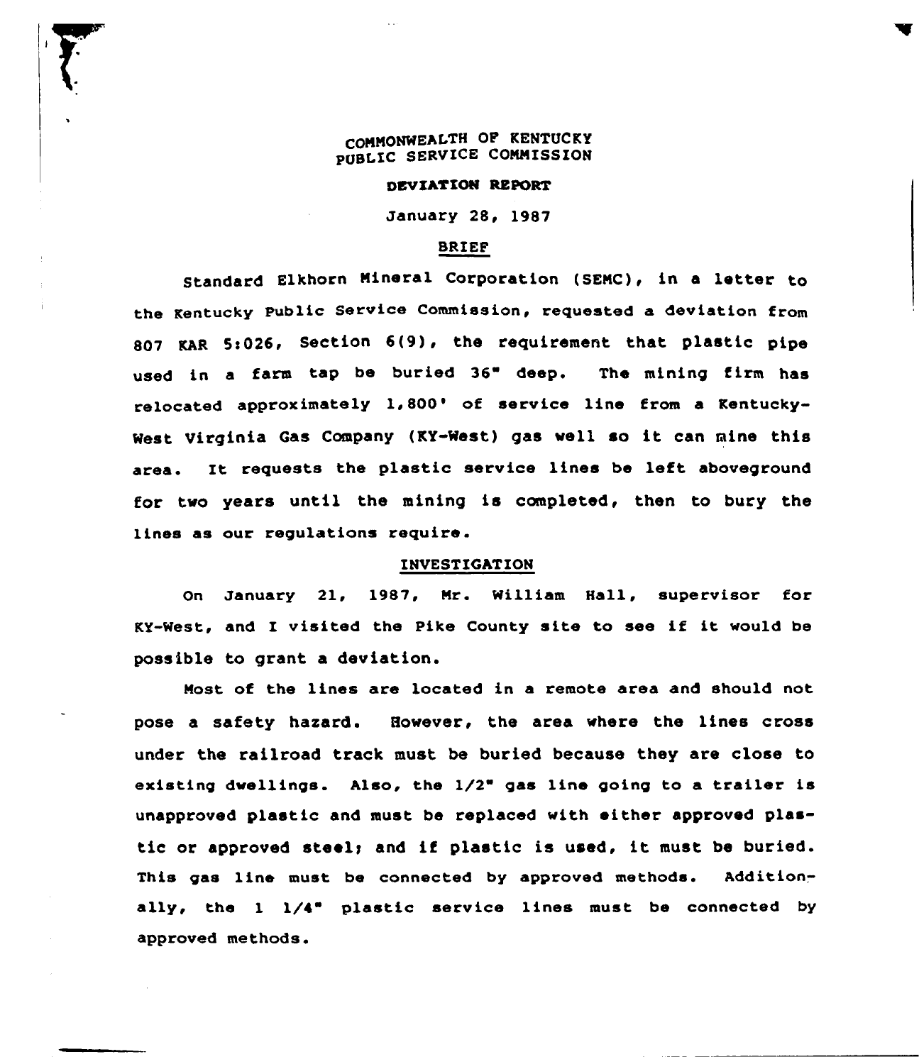COMMONWEALTH OF KENTUCKY
PUBLIC SERVICE COMMISSION

**DEVIATION REPORT**

January 28, 1987

## BRIEF

Standard Elkhorn Mineral Corporation (SEMC), in a letter to the Kentucky Public Service Commission, requested a deviation from 807 KAR 5:026, Section 6(9), the requirement that plastic pipe used in a farm tap be buried 36" deep. The mining firm has relocated approximately 1,800' of service line from a Kentucky-West Virginia Gas Company (KY-West) gas well so it can mine this area. It requests the plastic service lines be left aboveground for two years until the mining is completed, then to bury the lines as our regulations require.

## INVESTIGATION

On January 21, 1987, Mr. William Hall, supervisor for KY-West, and I visited the Pike County site to see if it would be possible to grant a deviation.

Most of the lines are located in a remote area and should not pose a safety hazard. However, the area where the lines cross under the railroad track must be buried because they are close to existing dwellings. Also, the 1/2" gas line going to a trailer is unapproved plastic and must be replaced with either approved plastic or approved steel; and if plastic is used, it must be buried. This gas line must be connected by approved methods. Additionally, the 1 1/4" plastic service lines must be connected by approved methods.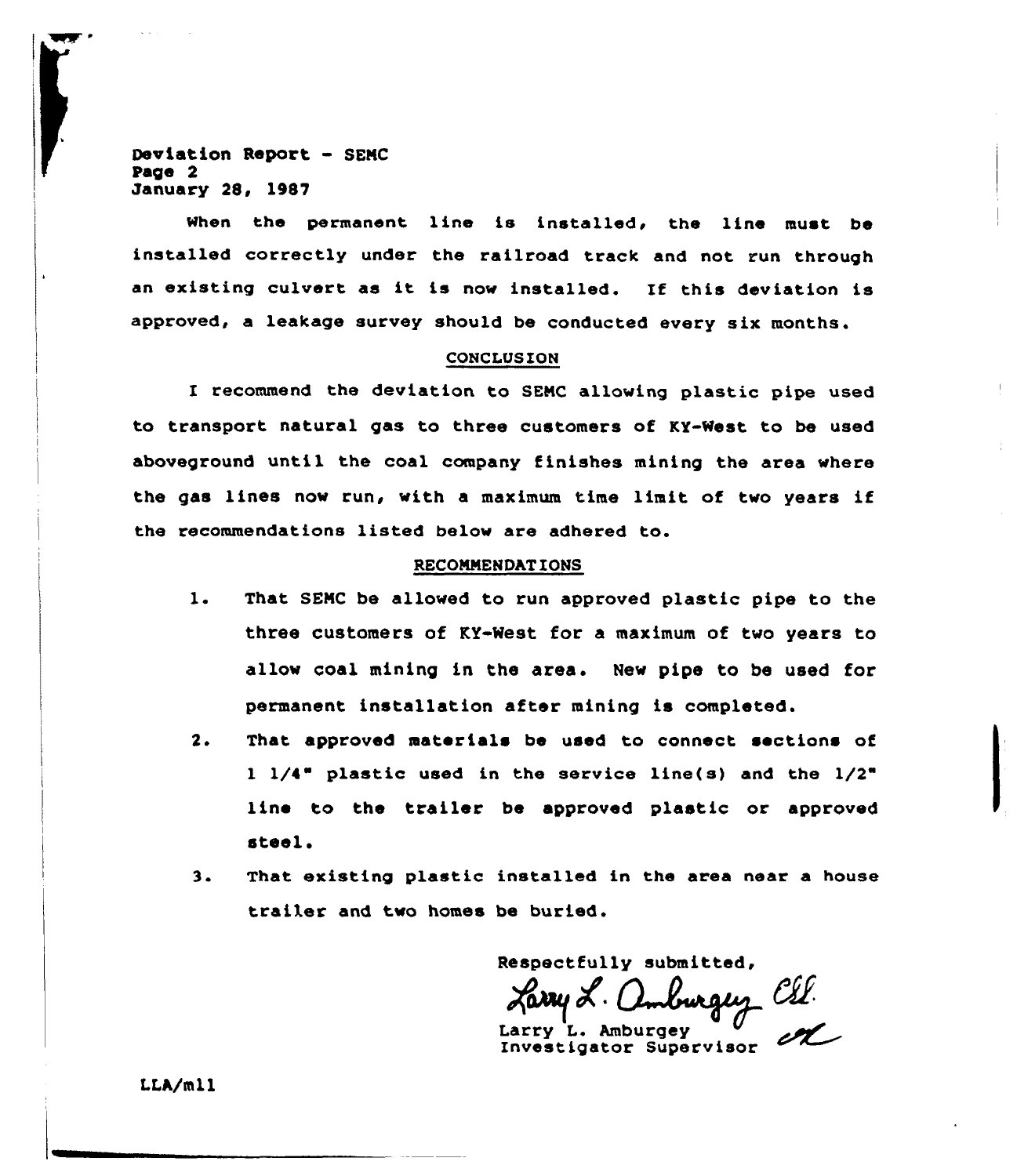When the permanent line is installed, the line must be installed correctly under the railroad track and not run through an existing culvert as it is now installed. If this deviation is approved, a leakage survey should be conducted every six months.

## CONCLUSION

I recommend the deviation to SEMC allowing plastic pipe used to transport natural gas to three customers of KY-West to be used aboveground until the coal company finishes mining the area where the gas lines now run, with a maximum time limit of two years if the recommendations listed below are adhered to.

## RECOMMENDATIONS

1. That SEMC be allowed to run approved plastic pipe to the three customers of KY-West for a maximum of two years to allow coal mining in the area. New pipe to be used for permanent installation after mining is completed.
2. That approved materials be used to connect sections of 1 1/4" plastic used in the service line(s) and the 1/2" line to the trailer be approved plastic or approved steel.
3. That existing plastic installed in the area near a house trailer and two homes be buried.

Respectfully submitted,

Larry L. Amburgey
Investigator Supervisor

LLA/mll